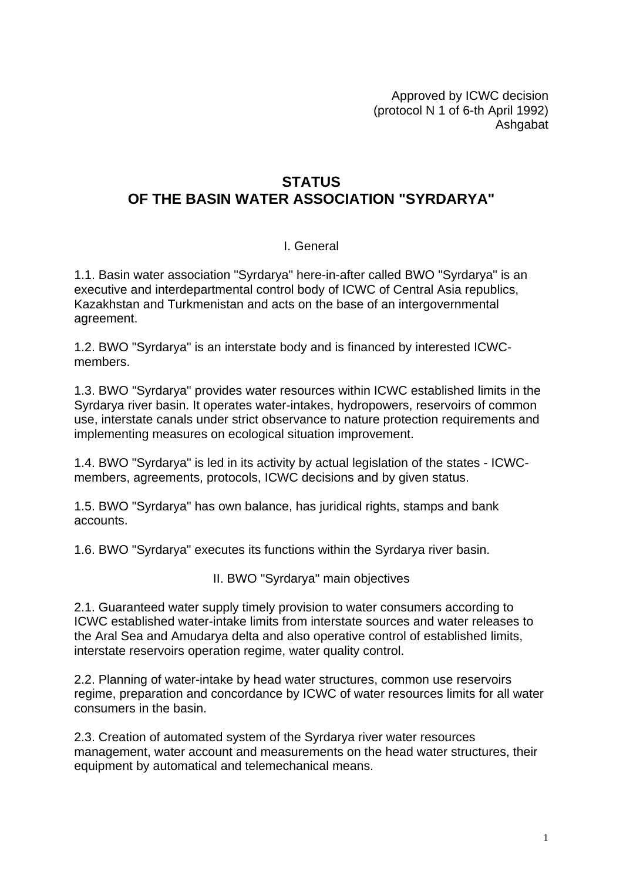Approved by ICWC decision
(protocol N 1 of 6-th April 1992)
Ashgabat

# STATUS
# OF THE BASIN WATER ASSOCIATION "SYRDARYA"

## I. General

1.1. Basin water association "Syrdarya" here-in-after called BWO "Syrdarya" is an executive and interdepartmental control body of ICWC of Central Asia republics, Kazakhstan and Turkmenistan and acts on the base of an intergovernmental agreement.

1.2. BWO "Syrdarya" is an interstate body and is financed by interested ICWC-members.

1.3. BWO "Syrdarya" provides water resources within ICWC established limits in the Syrdarya river basin. It operates water-intakes, hydropowers, reservoirs of common use, interstate canals under strict observance to nature protection requirements and implementing measures on ecological situation improvement.

1.4. BWO "Syrdarya" is led in its activity by actual legislation of the states - ICWC-members, agreements, protocols, ICWC decisions and by given status.

1.5. BWO "Syrdarya" has own balance, has juridical rights, stamps and bank accounts.

1.6. BWO "Syrdarya" executes its functions within the Syrdarya river basin.

## II. BWO "Syrdarya" main objectives

2.1. Guaranteed water supply timely provision to water consumers according to ICWC established water-intake limits from interstate sources and water releases to the Aral Sea and Amudarya delta and also operative control of established limits, interstate reservoirs operation regime, water quality control.

2.2. Planning of water-intake by head water structures, common use reservoirs regime, preparation and concordance by ICWC of water resources limits for all water consumers in the basin.

2.3. Creation of automated system of the Syrdarya river water resources management, water account and measurements on the head water structures, their equipment by automatical and telemechanical means.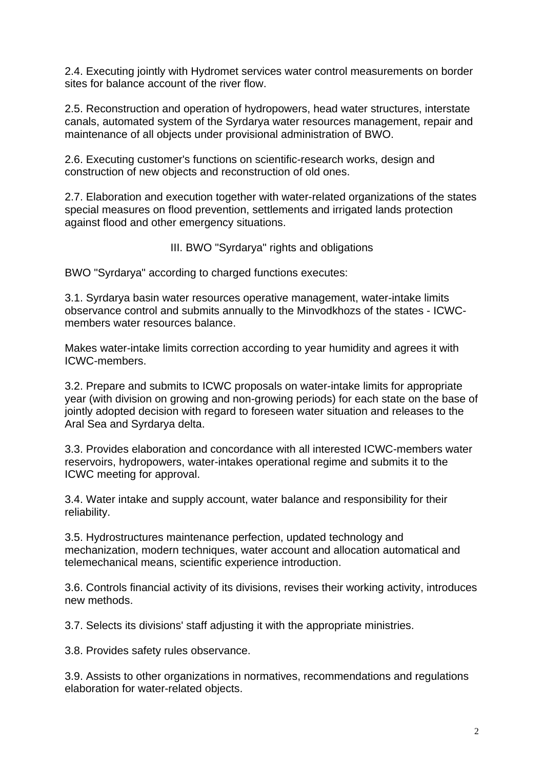2.4. Executing jointly with Hydromet services water control measurements on border sites for balance account of the river flow.

2.5. Reconstruction and operation of hydropowers, head water structures, interstate canals, automated system of the Syrdarya water resources management, repair and maintenance of all objects under provisional administration of BWO.

2.6. Executing customer's functions on scientific-research works, design and construction of new objects and reconstruction of old ones.

2.7. Elaboration and execution together with water-related organizations of the states special measures on flood prevention, settlements and irrigated lands protection against flood and other emergency situations.

## III. BWO "Syrdarya" rights and obligations

BWO "Syrdarya" according to charged functions executes:

3.1. Syrdarya basin water resources operative management, water-intake limits observance control and submits annually to the Minvodkhozs of the states - ICWC-members water resources balance.

Makes water-intake limits correction according to year humidity and agrees it with ICWC-members.

3.2. Prepare and submits to ICWC proposals on water-intake limits for appropriate year (with division on growing and non-growing periods) for each state on the base of jointly adopted decision with regard to foreseen water situation and releases to the Aral Sea and Syrdarya delta.

3.3. Provides elaboration and concordance with all interested ICWC-members water reservoirs, hydropowers, water-intakes operational regime and submits it to the ICWC meeting for approval.

3.4. Water intake and supply account, water balance and responsibility for their reliability.

3.5. Hydrostructures maintenance perfection, updated technology and mechanization, modern techniques, water account and allocation automatical and telemechanical means, scientific experience introduction.

3.6. Controls financial activity of its divisions, revises their working activity, introduces new methods.

3.7. Selects its divisions' staff adjusting it with the appropriate ministries.

3.8. Provides safety rules observance.

3.9. Assists to other organizations in normatives, recommendations and regulations elaboration for water-related objects.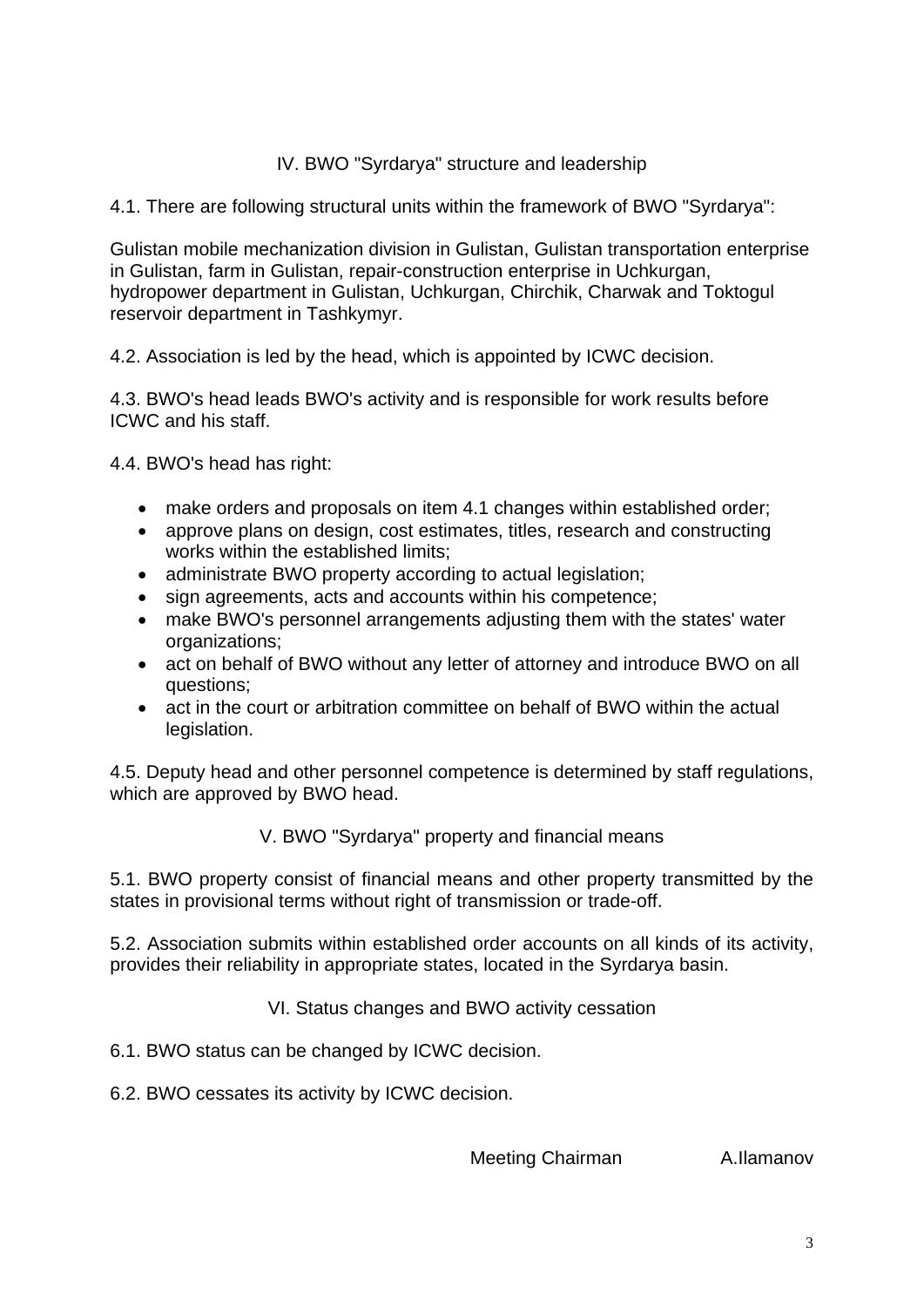## IV. BWO "Syrdarya" structure and leadership

4.1. There are following structural units within the framework of BWO "Syrdarya":

Gulistan mobile mechanization division in Gulistan, Gulistan transportation enterprise in Gulistan, farm in Gulistan, repair-construction enterprise in Uchkurgan, hydropower department in Gulistan, Uchkurgan, Chirchik, Charwak and Toktogul reservoir department in Tashkymyr.

4.2. Association is led by the head, which is appointed by ICWC decision.

4.3. BWO's head leads BWO's activity and is responsible for work results before ICWC and his staff.

4.4. BWO's head has right:

- make orders and proposals on item 4.1 changes within established order;
- approve plans on design, cost estimates, titles, research and constructing works within the established limits;
- administrate BWO property according to actual legislation;
- sign agreements, acts and accounts within his competence;
- make BWO's personnel arrangements adjusting them with the states' water organizations;
- act on behalf of BWO without any letter of attorney and introduce BWO on all questions;
- act in the court or arbitration committee on behalf of BWO within the actual legislation.

4.5. Deputy head and other personnel competence is determined by staff regulations, which are approved by BWO head.

## V. BWO "Syrdarya" property and financial means

5.1. BWO property consist of financial means and other property transmitted by the states in provisional terms without right of transmission or trade-off.

5.2. Association submits within established order accounts on all kinds of its activity, provides their reliability in appropriate states, located in the Syrdarya basin.

## VI. Status changes and BWO activity cessation

6.1. BWO status can be changed by ICWC decision.

6.2. BWO cessates its activity by ICWC decision.

Meeting Chairman A.Ilamanov